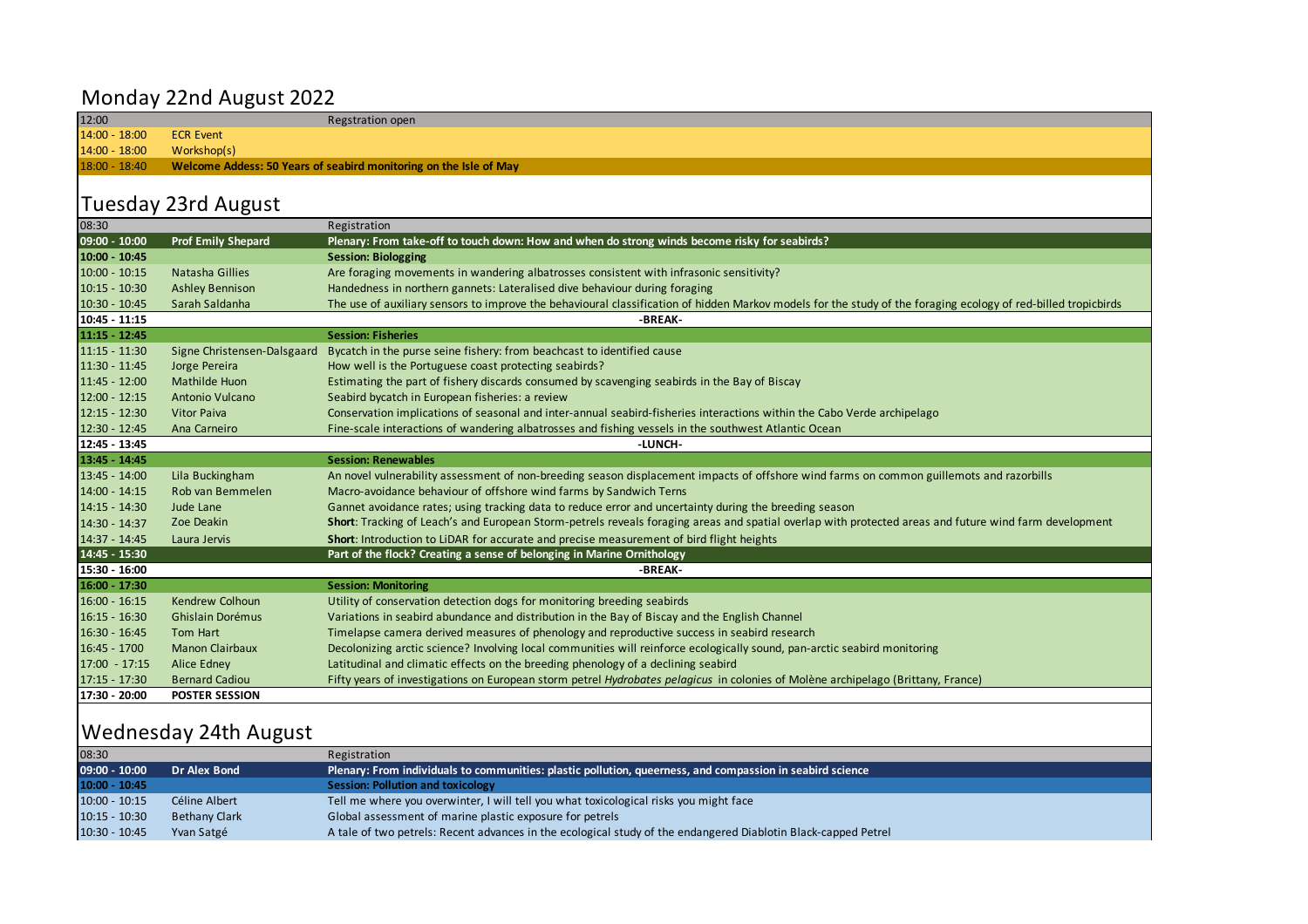## Monday 22nd August 2022

| | | |
|---|---|---|
| 12:00 | | Regstration open |
| 14:00 - 18:00 | ECR Event | |
| 14:00 - 18:00 | Workshop(s) | |
| **18:00 - 18:40** | **Welcome Addess: 50 Years of seabird monitoring on the Isle of May** | |

## Tuesday 23rd August

| | | |
|---|---|---|
| 08:30 | | Registration |
| **09:00 - 10:00** | **Prof Emily Shepard** | **Plenary: From take-off to touch down: How and when do strong winds become risky for seabirds?** |
| **10:00 - 10:45** | | **Session: Biologging** |
| 10:00 - 10:15 | Natasha Gillies | Are foraging movements in wandering albatrosses consistent with infrasonic sensitivity? |
| 10:15 - 10:30 | Ashley Bennison | Handedness in northern gannets: Lateralised dive behaviour during foraging |
| 10:30 - 10:45 | Sarah Saldanha | The use of auxiliary sensors to improve the behavioural classification of hidden Markov models for the study of the foraging ecology of red-billed tropicbirds |
| **10:45 - 11:15** | | **-BREAK-** |
| **11:15 - 12:45** | | **Session: Fisheries** |
| 11:15 - 11:30 | Signe Christensen-Dalsgaard | Bycatch in the purse seine fishery: from beachcast to identified cause |
| 11:30 - 11:45 | Jorge Pereira | How well is the Portuguese coast protecting seabirds? |
| 11:45 - 12:00 | Mathilde Huon | Estimating the part of fishery discards consumed by scavenging seabirds in the Bay of Biscay |
| 12:00 - 12:15 | Antonio Vulcano | Seabird bycatch in European fisheries: a review |
| 12:15 - 12:30 | Vitor Paiva | Conservation implications of seasonal and inter-annual seabird-fisheries interactions within the Cabo Verde archipelago |
| 12:30 - 12:45 | Ana Carneiro | Fine-scale interactions of wandering albatrosses and fishing vessels in the southwest Atlantic Ocean |
| **12:45 - 13:45** | | **-LUNCH-** |
| **13:45 - 14:45** | | **Session: Renewables** |
| 13:45 - 14:00 | Lila Buckingham | An novel vulnerability assessment of non-breeding season displacement impacts of offshore wind farms on common guillemots and razorbills |
| 14:00 - 14:15 | Rob van Bemmelen | Macro-avoidance behaviour of offshore wind farms by Sandwich Terns |
| 14:15 - 14:30 | Jude Lane | Gannet avoidance rates; using tracking data to reduce error and uncertainty during the breeding season |
| 14:30 - 14:37 | Zoe Deakin | **Short**: Tracking of Leach's and European Storm-petrels reveals foraging areas and spatial overlap with protected areas and future wind farm development |
| 14:37 - 14:45 | Laura Jervis | **Short**: Introduction to LiDAR for accurate and precise measurement of bird flight heights |
| **14:45 - 15:30** | | **Part of the flock? Creating a sense of belonging in Marine Ornithology** |
| **15:30 - 16:00** | | **-BREAK-** |
| **16:00 - 17:30** | | **Session: Monitoring** |
| 16:00 - 16:15 | Kendrew Colhoun | Utility of conservation detection dogs for monitoring breeding seabirds |
| 16:15 - 16:30 | Ghislain Dorémus | Variations in seabird abundance and distribution in the Bay of Biscay and the English Channel |
| 16:30 - 16:45 | Tom Hart | Timelapse camera derived measures of phenology and reproductive success in seabird research |
| 16:45 - 1700 | Manon Clairbaux | Decolonizing arctic science? Involving local communities will reinforce ecologically sound, pan-arctic seabird monitoring |
| 17:00 - 17:15 | Alice Edney | Latitudinal and climatic effects on the breeding phenology of a declining seabird |
| 17:15 - 17:30 | Bernard Cadiou | Fifty years of investigations on European storm petrel *Hydrobates pelagicus* in colonies of Molène archipelago (Brittany, France) |
| **17:30 - 20:00** | **POSTER SESSION** | |

## Wednesday 24th August

| | | |
|---|---|---|
| 08:30 | | Registration |
| **09:00 - 10:00** | **Dr Alex Bond** | **Plenary: From individuals to communities: plastic pollution, queerness, and compassion in seabird science** |
| **10:00 - 10:45** | | **Session: Pollution and toxicology** |
| 10:00 - 10:15 | Céline Albert | Tell me where you overwinter, I will tell you what toxicological risks you might face |
| 10:15 - 10:30 | Bethany Clark | Global assessment of marine plastic exposure for petrels |
| 10:30 - 10:45 | Yvan Satgé | A tale of two petrels: Recent advances in the ecological study of the endangered Diablotin Black-capped Petrel |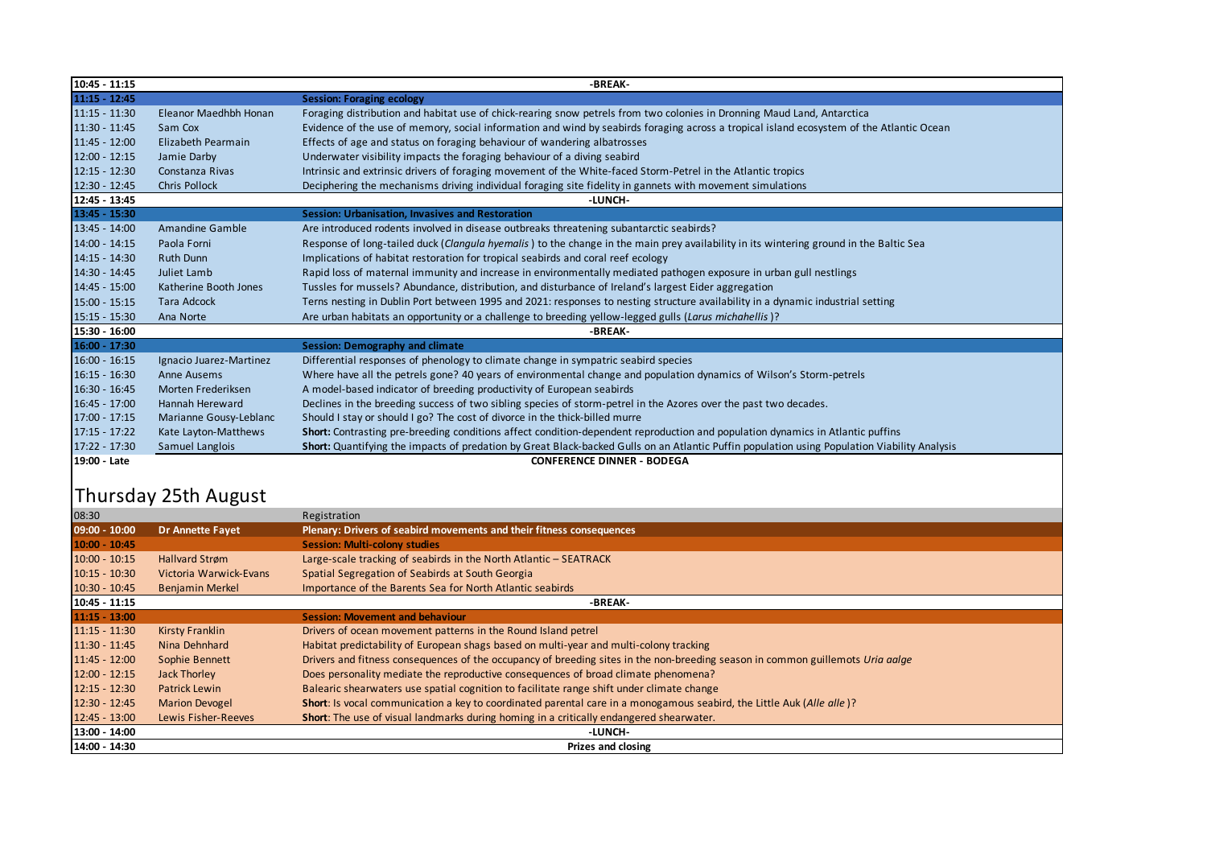| | | |
|---|---|---|
| 10:45 - 11:15 | | -BREAK- |
| 11:15 - 12:45 | | **Session: Foraging ecology** |
| 11:15 - 11:30 | Eleanor Maedhbh Honan | Foraging distribution and habitat use of chick-rearing snow petrels from two colonies in Dronning Maud Land, Antarctica |
| 11:30 - 11:45 | Sam Cox | Evidence of the use of memory, social information and wind by seabirds foraging across a tropical island ecosystem of the Atlantic Ocean |
| 11:45 - 12:00 | Elizabeth Pearmain | Effects of age and status on foraging behaviour of wandering albatrosses |
| 12:00 - 12:15 | Jamie Darby | Underwater visibility impacts the foraging behaviour of a diving seabird |
| 12:15 - 12:30 | Constanza Rivas | Intrinsic and extrinsic drivers of foraging movement of the White-faced Storm-Petrel in the Atlantic tropics |
| 12:30 - 12:45 | Chris Pollock | Deciphering the mechanisms driving individual foraging site fidelity in gannets with movement simulations |
| 12:45 - 13:45 | | -LUNCH- |
| 13:45 - 15:30 | | **Session: Urbanisation, Invasives and Restoration** |
| 13:45 - 14:00 | Amandine Gamble | Are introduced rodents involved in disease outbreaks threatening subantarctic seabirds? |
| 14:00 - 14:15 | Paola Forni | Response of long-tailed duck (*Clangula hyemalis*) to the change in the main prey availability in its wintering ground in the Baltic Sea |
| 14:15 - 14:30 | Ruth Dunn | Implications of habitat restoration for tropical seabirds and coral reef ecology |
| 14:30 - 14:45 | Juliet Lamb | Rapid loss of maternal immunity and increase in environmentally mediated pathogen exposure in urban gull nestlings |
| 14:45 - 15:00 | Katherine Booth Jones | Tussles for mussels? Abundance, distribution, and disturbance of Ireland's largest Eider aggregation |
| 15:00 - 15:15 | Tara Adcock | Terns nesting in Dublin Port between 1995 and 2021: responses to nesting structure availability in a dynamic industrial setting |
| 15:15 - 15:30 | Ana Norte | Are urban habitats an opportunity or a challenge to breeding yellow-legged gulls (*Larus michahellis*)? |
| 15:30 - 16:00 | | -BREAK- |
| 16:00 - 17:30 | | **Session: Demography and climate** |
| 16:00 - 16:15 | Ignacio Juarez-Martinez | Differential responses of phenology to climate change in sympatric seabird species |
| 16:15 - 16:30 | Anne Ausems | Where have all the petrels gone? 40 years of environmental change and population dynamics of Wilson's Storm-petrels |
| 16:30 - 16:45 | Morten Frederiksen | A model-based indicator of breeding productivity of European seabirds |
| 16:45 - 17:00 | Hannah Hereward | Declines in the breeding success of two sibling species of storm-petrel in the Azores over the past two decades. |
| 17:00 - 17:15 | Marianne Gousy-Leblanc | Should I stay or should I go? The cost of divorce in the thick-billed murre |
| 17:15 - 17:22 | Kate Layton-Matthews | **Short:** Contrasting pre-breeding conditions affect condition-dependent reproduction and population dynamics in Atlantic puffins |
| 17:22 - 17:30 | Samuel Langlois | **Short:** Quantifying the impacts of predation by Great Black-backed Gulls on an Atlantic Puffin population using Population Viability Analysis |
| 19:00 - Late | | **CONFERENCE DINNER - BODEGA** |

## Thursday 25th August

| | | |
|---|---|---|
| 08:30 | | Registration |
| 09:00 - 10:00 | **Dr Annette Fayet** | **Plenary: Drivers of seabird movements and their fitness consequences** |
| 10:00 - 10:45 | | **Session: Multi-colony studies** |
| 10:00 - 10:15 | Hallvard Strøm | Large-scale tracking of seabirds in the North Atlantic – SEATRACK |
| 10:15 - 10:30 | Victoria Warwick-Evans | Spatial Segregation of Seabirds at South Georgia |
| 10:30 - 10:45 | Benjamin Merkel | Importance of the Barents Sea for North Atlantic seabirds |
| 10:45 - 11:15 | | -BREAK- |
| 11:15 - 13:00 | | **Session: Movement and behaviour** |
| 11:15 - 11:30 | Kirsty Franklin | Drivers of ocean movement patterns in the Round Island petrel |
| 11:30 - 11:45 | Nina Dehnhard | Habitat predictability of European shags based on multi-year and multi-colony tracking |
| 11:45 - 12:00 | Sophie Bennett | Drivers and fitness consequences of the occupancy of breeding sites in the non-breeding season in common guillemots *Uria aalge* |
| 12:00 - 12:15 | Jack Thorley | Does personality mediate the reproductive consequences of broad climate phenomena? |
| 12:15 - 12:30 | Patrick Lewin | Balearic shearwaters use spatial cognition to facilitate range shift under climate change |
| 12:30 - 12:45 | Marion Devogel | **Short**: Is vocal communication a key to coordinated parental care in a monogamous seabird, the Little Auk (*Alle alle*)? |
| 12:45 - 13:00 | Lewis Fisher-Reeves | **Short**: The use of visual landmarks during homing in a critically endangered shearwater. |
| 13:00 - 14:00 | | -LUNCH- |
| 14:00 - 14:30 | | Prizes and closing |